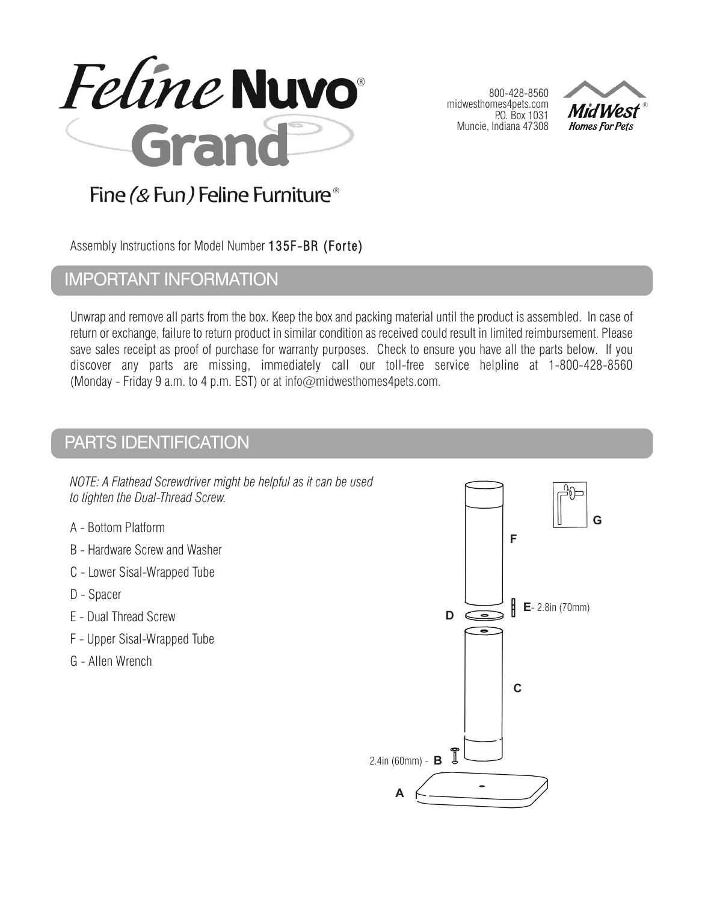# Feline Nuvo® Grand

Fine (& Fun) Feline Furniture®

800-428-8560
midwesthomes4pets.com
P.O. Box 1031
Muncie, Indiana 47308

MidWest® Homes For Pets

Assembly Instructions for Model Number 135F-BR (Forte)

## IMPORTANT INFORMATION

Unwrap and remove all parts from the box. Keep the box and packing material until the product is assembled. In case of return or exchange, failure to return product in similar condition as received could result in limited reimbursement. Please save sales receipt as proof of purchase for warranty purposes. Check to ensure you have all the parts below. If you discover any parts are missing, immediately call our toll-free service helpline at 1-800-428-8560 (Monday - Friday 9 a.m. to 4 p.m. EST) or at info@midwesthomes4pets.com.

## PARTS IDENTIFICATION

*NOTE: A Flathead Screwdriver might be helpful as it can be used to tighten the Dual-Thread Screw.*

- A - Bottom Platform
- B - Hardware Screw and Washer
- C - Lower Sisal-Wrapped Tube
- D - Spacer
- E - Dual Thread Screw
- F - Upper Sisal-Wrapped Tube
- G - Allen Wrench

E - 2.8in (70mm)

2.4in (60mm) - B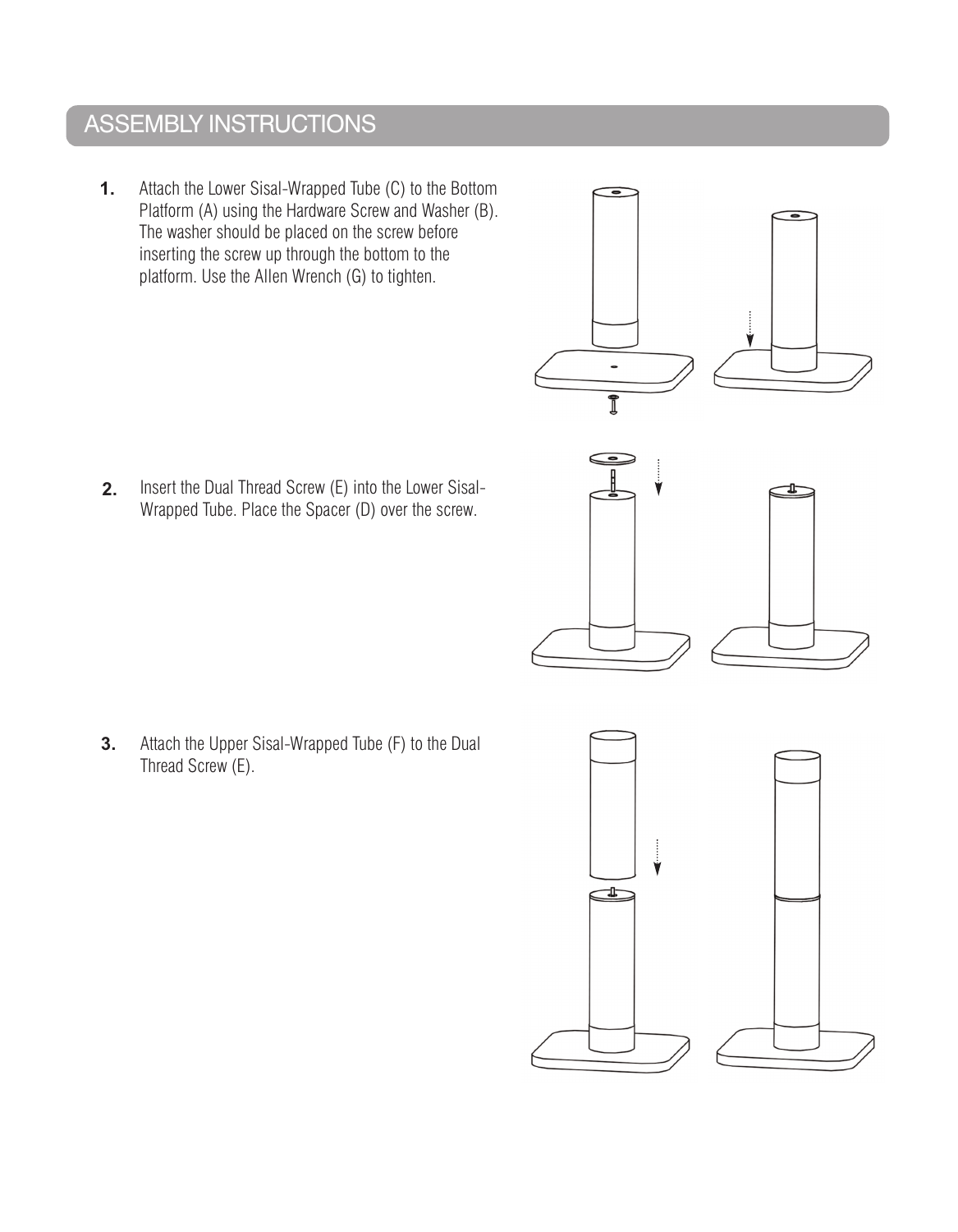## ASSEMBLY INSTRUCTIONS

1. Attach the Lower Sisal-Wrapped Tube (C) to the Bottom Platform (A) using the Hardware Screw and Washer (B). The washer should be placed on the screw before inserting the screw up through the bottom to the platform. Use the Allen Wrench (G) to tighten.

2. Insert the Dual Thread Screw (E) into the Lower Sisal-Wrapped Tube. Place the Spacer (D) over the screw.

3. Attach the Upper Sisal-Wrapped Tube (F) to the Dual Thread Screw (E).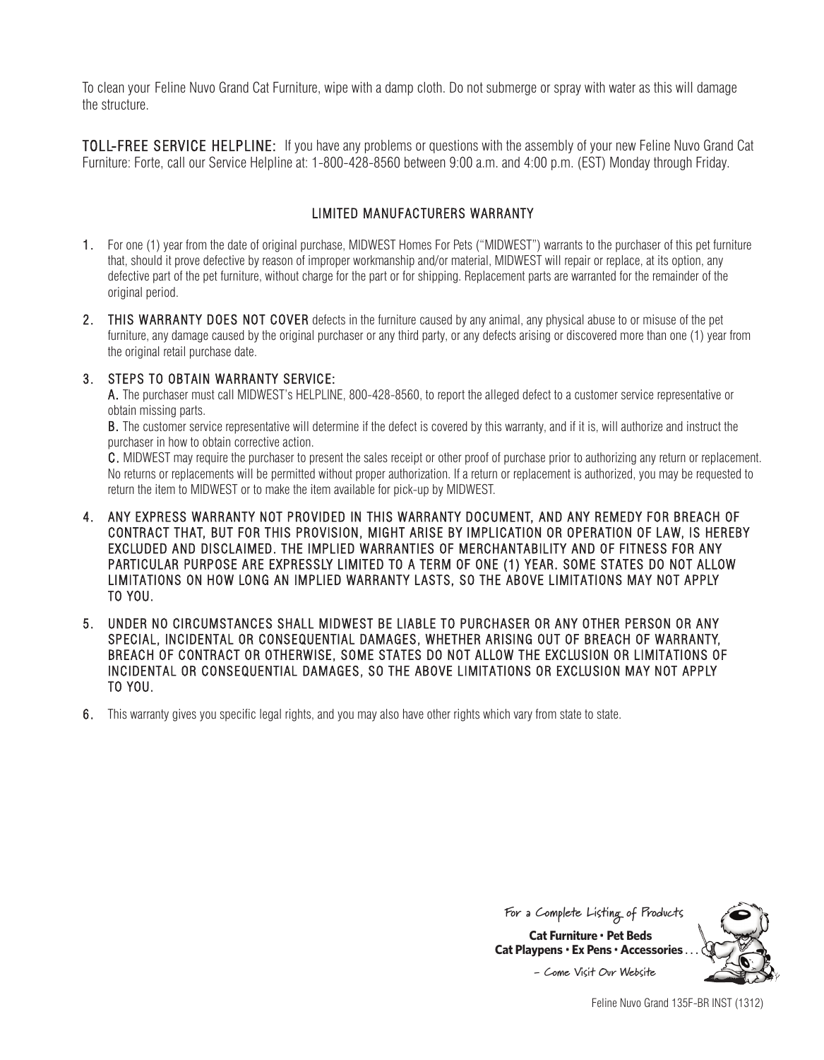To clean your Feline Nuvo Grand Cat Furniture, wipe with a damp cloth. Do not submerge or spray with water as this will damage the structure.

**TOLL-FREE SERVICE HELPLINE:** If you have any problems or questions with the assembly of your new Feline Nuvo Grand Cat Furniture: Forte, call our Service Helpline at: 1-800-428-8560 between 9:00 a.m. and 4:00 p.m. (EST) Monday through Friday.

## LIMITED MANUFACTURERS WARRANTY

1. For one (1) year from the date of original purchase, MIDWEST Homes For Pets ("MIDWEST") warrants to the purchaser of this pet furniture that, should it prove defective by reason of improper workmanship and/or material, MIDWEST will repair or replace, at its option, any defective part of the pet furniture, without charge for the part or for shipping. Replacement parts are warranted for the remainder of the original period.

2. **THIS WARRANTY DOES NOT COVER** defects in the furniture caused by any animal, any physical abuse to or misuse of the pet furniture, any damage caused by the original purchaser or any third party, or any defects arising or discovered more than one (1) year from the original retail purchase date.

3. **STEPS TO OBTAIN WARRANTY SERVICE:**
   **A.** The purchaser must call MIDWEST's HELPLINE, 800-428-8560, to report the alleged defect to a customer service representative or obtain missing parts.
   **B.** The customer service representative will determine if the defect is covered by this warranty, and if it is, will authorize and instruct the purchaser in how to obtain corrective action.
   **C.** MIDWEST may require the purchaser to present the sales receipt or other proof of purchase prior to authorizing any return or replacement. No returns or replacements will be permitted without proper authorization. If a return or replacement is authorized, you may be requested to return the item to MIDWEST or to make the item available for pick-up by MIDWEST.

4. ANY EXPRESS WARRANTY NOT PROVIDED IN THIS WARRANTY DOCUMENT, AND ANY REMEDY FOR BREACH OF CONTRACT THAT, BUT FOR THIS PROVISION, MIGHT ARISE BY IMPLICATION OR OPERATION OF LAW, IS HEREBY EXCLUDED AND DISCLAIMED. THE IMPLIED WARRANTIES OF MERCHANTABILITY AND OF FITNESS FOR ANY PARTICULAR PURPOSE ARE EXPRESSLY LIMITED TO A TERM OF ONE (1) YEAR. SOME STATES DO NOT ALLOW LIMITATIONS ON HOW LONG AN IMPLIED WARRANTY LASTS, SO THE ABOVE LIMITATIONS MAY NOT APPLY TO YOU.

5. UNDER NO CIRCUMSTANCES SHALL MIDWEST BE LIABLE TO PURCHASER OR ANY OTHER PERSON OR ANY SPECIAL, INCIDENTAL OR CONSEQUENTIAL DAMAGES, WHETHER ARISING OUT OF BREACH OF WARRANTY, BREACH OF CONTRACT OR OTHERWISE, SOME STATES DO NOT ALLOW THE EXCLUSION OR LIMITATIONS OF INCIDENTAL OR CONSEQUENTIAL DAMAGES, SO THE ABOVE LIMITATIONS OR EXCLUSION MAY NOT APPLY TO YOU.

6. This warranty gives you specific legal rights, and you may also have other rights which vary from state to state.

For a Complete Listing of Products

**Cat Furniture • Pet Beds**
**Cat Playpens • Ex Pens • Accessories**...

– Come Visit Our Website

Feline Nuvo Grand 135F-BR INST (1312)